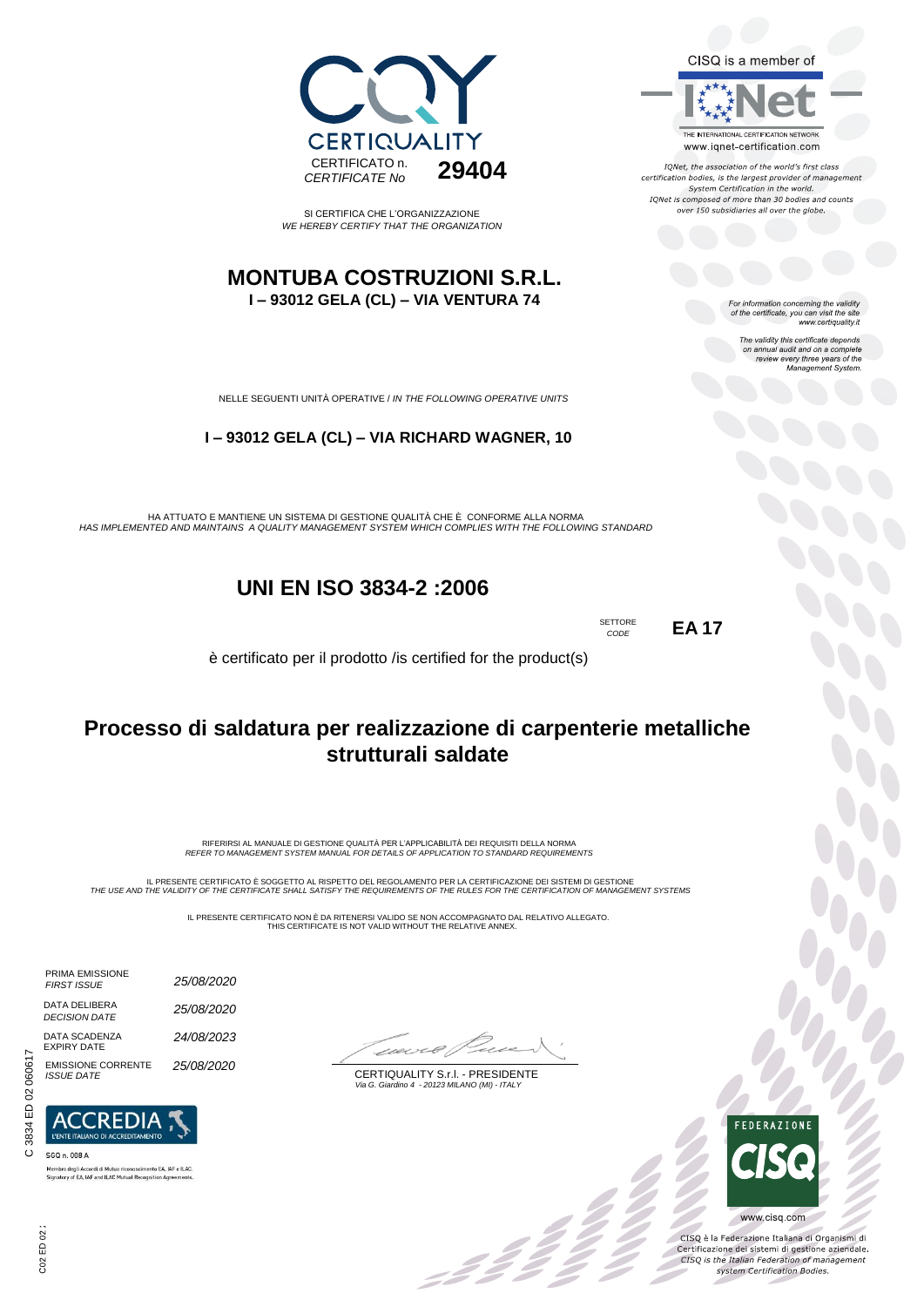CQY CERTIQUALITY

CERTIFICATO n. *CERTIFICATE No* **29404**

SI CERTIFICA CHE L'ORGANIZZAZIONE
*WE HEREBY CERTIFY THAT THE ORGANIZATION*

CISQ is a member of

IQNet — THE INTERNATIONAL CERTIFICATION NETWORK
www.iqnet-certification.com

*IQNet, the association of the world's first class certification bodies, is the largest provider of management System Certification in the world. IQNet is composed of more than 30 bodies and counts over 150 subsidiaries all over the globe.*

# MONTUBA COSTRUZIONI S.R.L.

**I – 93012 GELA (CL) – VIA VENTURA 74**

*For information concerning the validity of the certificate, you can visit the site www.certiquality.it*

*The validity this certificate depends on annual audit and on a complete review every three years of the Management System.*

NELLE SEGUENTI UNITÀ OPERATIVE / *IN THE FOLLOWING OPERATIVE UNITS*

**I – 93012 GELA (CL) – VIA RICHARD WAGNER, 10**

HA ATTUATO E MANTIENE UN SISTEMA DI GESTIONE QUALITÀ CHE È CONFORME ALLA NORMA
*HAS IMPLEMENTED AND MAINTAINS A QUALITY MANAGEMENT SYSTEM WHICH COMPLIES WITH THE FOLLOWING STANDARD*

## UNI EN ISO 3834-2 :2006

SETTORE *CODE* **EA 17**

è certificato per il prodotto /is certified for the product(s)

## Processo di saldatura per realizzazione di carpenterie metalliche strutturali saldate

RIFERIRSI AL MANUALE DI GESTIONE QUALITÀ PER L'APPLICABILITÀ DEI REQUISITI DELLA NORMA
*REFER TO MANAGEMENT SYSTEM MANUAL FOR DETAILS OF APPLICATION TO STANDARD REQUIREMENTS*

IL PRESENTE CERTIFICATO È SOGGETTO AL RISPETTO DEL REGOLAMENTO PER LA CERTIFICAZIONE DEI SISTEMI DI GESTIONE
*THE USE AND THE VALIDITY OF THE CERTIFICATE SHALL SATISFY THE REQUIREMENTS OF THE RULES FOR THE CERTIFICATION OF MANAGEMENT SYSTEMS*

IL PRESENTE CERTIFICATO NON È DA RITENERSI VALIDO SE NON ACCOMPAGNATO DAL RELATIVO ALLEGATO.
THIS CERTIFICATE IS NOT VALID WITHOUT THE RELATIVE ANNEX.

| | |
|---|---|
| PRIMA EMISSIONE *FIRST ISSUE* | *25/08/2020* |
| DATA DELIBERA *DECISION DATE* | *25/08/2020* |
| DATA SCADENZA *EXPIRY DATE* | *24/08/2023* |
| EMISSIONE CORRENTE *ISSUE DATE* | *25/08/2020* |

CERTIQUALITY S.r.l. - PRESIDENTE
*Via G. Giardino 4 - 20123 MILANO (MI) - ITALY*

C 3834 ED 02 060617

ACCREDIA — L'ENTE ITALIANO DI ACCREDITAMENTO

SGQ n. 008 A

Membro degli Accordi di Mutuo riconoscimento EA, IAF e ILAC
Signatory of EA, IAF and ILAC Mutual Recognition Agreements

FEDERAZIONE CISQ

www.cisq.com

CISQ è la Federazione Italiana di Organismi di Certificazione dei sistemi di gestione aziendale.
*CISQ is the Italian Federation of management system Certification Bodies.*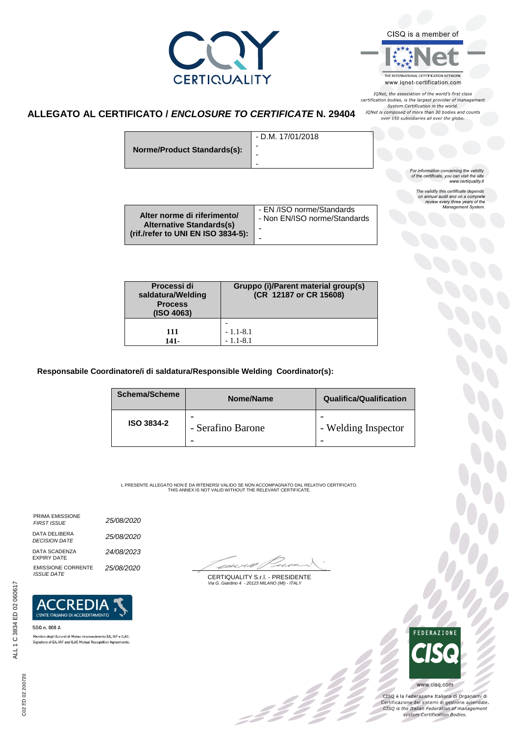CERTIQUALITY

CISQ is a member of

THE INTERNATIONAL CERTIFICATION NETWORK
www.iqnet-certification.com

*IQNet, the association of the world's first class certification bodies, is the largest provider of management System Certification in the world. IQNet is composed of more than 30 bodies and counts over 150 subsidiaries all over the globe.*

## ALLEGATO AL CERTIFICATO / *ENCLOSURE TO CERTIFICATE* N. 29404

| | |
|---|---|
| **Norme/Product Standards(s):** | - D.M. 17/01/2018<br>-<br>-<br>- |

*For information concerning the validity of the certificate, you can visit the site www.certiquality.it*

*The validity this certificate depends on annual audit and on a complete review every three years of the Management System.*

| | |
|---|---|
| **Alter norme di riferimento/ Alternative Standards(s) (rif./refer to UNI EN ISO 3834-5):** | - EN /ISO norme/Standards<br>- Non EN/ISO norme/Standards<br>-<br>- |

| Processi di saldatura/Welding Process (ISO 4063) | Gruppo (i)/Parent material group(s) (CR 12187 or CR 15608) |
|---|---|
| | - |
| 111 | - 1.1-8.1 |
| 141- | - 1.1-8.1 |

**Responsabile Coordinatore/i di saldatura/Responsible Welding Coordinator(s):**

| Schema/Scheme | Nome/Name | Qualifica/Qualification |
|---|---|---|
| ISO 3834-2 | -<br>- Serafino Barone<br>- | -<br>- Welding Inspector<br>- |

L PRESENTE ALLEGATO NON È DA RITENERSI VALIDO SE NON ACCOMPAGNATO DAL RELATIVO CERTIFICATO.
THIS ANNEX IS NOT VALID WITHOUT THE RELEVANT CERTIFICATE.

| | |
|---|---|
| PRIMA EMISSIONE *FIRST ISSUE* | *25/08/2020* |
| DATA DELIBERA *DECISION DATE* | *25/08/2020* |
| DATA SCADENZA EXPIRY DATE | *24/08/2023* |
| EMISSIONE CORRENTE *ISSUE DATE* | *25/08/2020* |

CERTIQUALITY S.r.l. - PRESIDENTE
*Via G. Giardino 4 - 20123 MILANO (MI) - ITALY*

ACCREDIA L'ENTE ITALIANO DI ACCREDITAMENTO

SGQ n. 008 A

Membro degli Accordi di Mutuo riconoscimento EA, IAF e ILAC.
Signatory of EA, IAF and ILAC Mutual Recognition Agreements.

FEDERAZIONE CISQ

www.cisq.com

CISQ è la Federazione Italiana di Organismi di Certificazione dei sistemi di gestione aziendale.
*CISQ is the Italian Federation of management system Certification Bodies.*

ALL 1 C 3834 ED 02 060617

C02 ED 02 200720